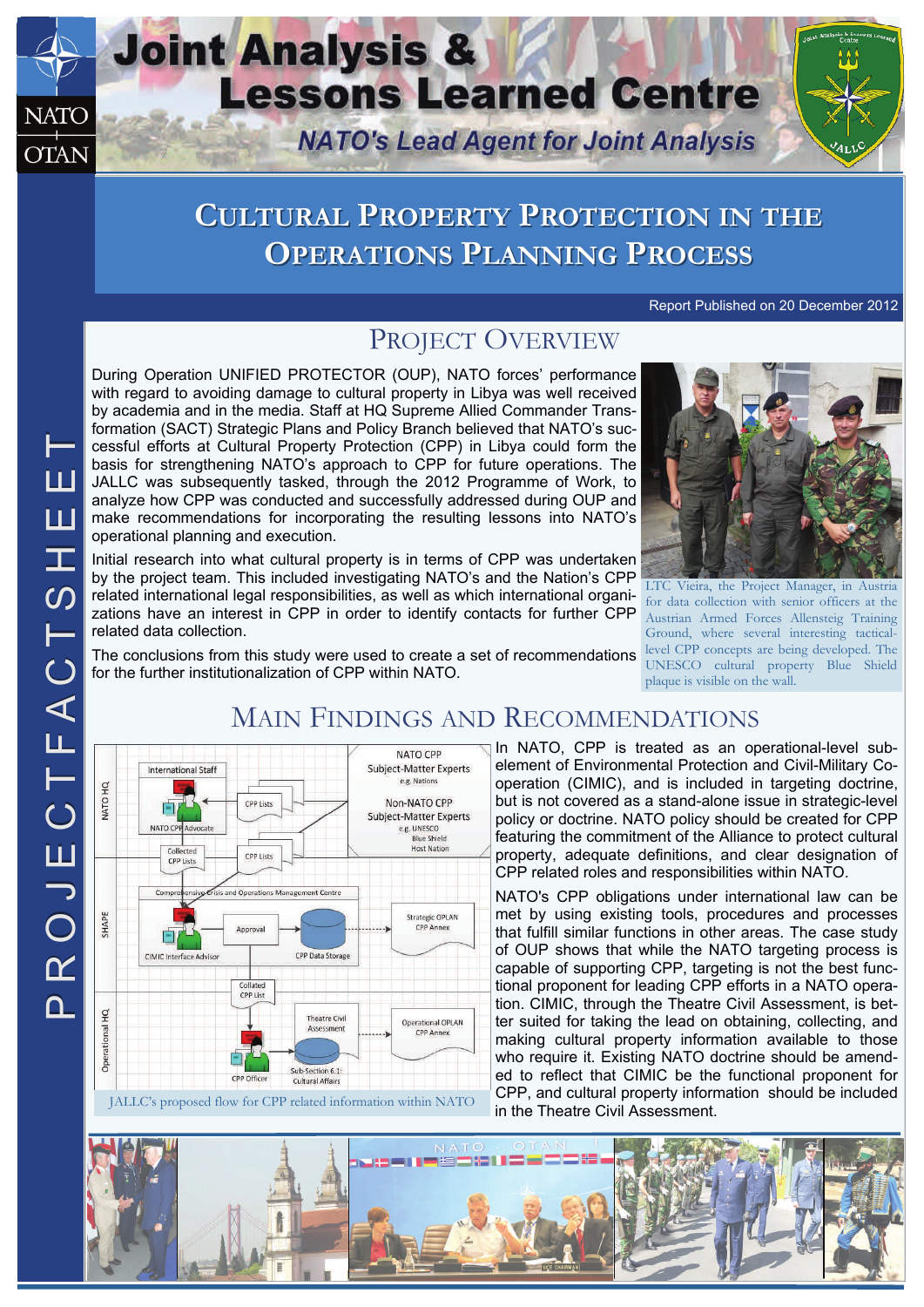# Joint Analysis & Lessons Learned Centre

*NATO's Lead Agent for Joint Analysis*

PROJECT FACTSHEET

## Cultural Property Protection in the Operations Planning Process

Report Published on 20 December 2012

## Project Overview

During Operation UNIFIED PROTECTOR (OUP), NATO forces' performance with regard to avoiding damage to cultural property in Libya was well received by academia and in the media. Staff at HQ Supreme Allied Commander Transformation (SACT) Strategic Plans and Policy Branch believed that NATO's successful efforts at Cultural Property Protection (CPP) in Libya could form the basis for strengthening NATO's approach to CPP for future operations. The JALLC was subsequently tasked, through the 2012 Programme of Work, to analyze how CPP was conducted and successfully addressed during OUP and make recommendations for incorporating the resulting lessons into NATO's operational planning and execution.

Initial research into what cultural property is in terms of CPP was undertaken by the project team. This included investigating NATO's and the Nation's CPP related international legal responsibilities, as well as which international organizations have an interest in CPP in order to identify contacts for further CPP related data collection.

The conclusions from this study were used to create a set of recommendations for the further institutionalization of CPP within NATO.

LTC Vieira, the Project Manager, in Austria for data collection with senior officers at the Austrian Armed Forces Allensteig Training Ground, where several interesting tactical-level CPP concepts are being developed. The UNESCO cultural property Blue Shield plaque is visible on the wall.

## Main Findings and Recommendations

JALLC's proposed flow for CPP related information within NATO

In NATO, CPP is treated as an operational-level sub-element of Environmental Protection and Civil-Military Co-operation (CIMIC), and is included in targeting doctrine, but is not covered as a stand-alone issue in strategic-level policy or doctrine. NATO policy should be created for CPP featuring the commitment of the Alliance to protect cultural property, adequate definitions, and clear designation of CPP related roles and responsibilities within NATO.

NATO's CPP obligations under international law can be met by using existing tools, procedures and processes that fulfill similar functions in other areas. The case study of OUP shows that while the NATO targeting process is capable of supporting CPP, targeting is not the best functional proponent for leading CPP efforts in a NATO operation. CIMIC, through the Theatre Civil Assessment, is better suited for taking the lead on obtaining, collecting, and making cultural property information available to those who require it. Existing NATO doctrine should be amended to reflect that CIMIC be the functional proponent for CPP, and cultural property information should be included in the Theatre Civil Assessment.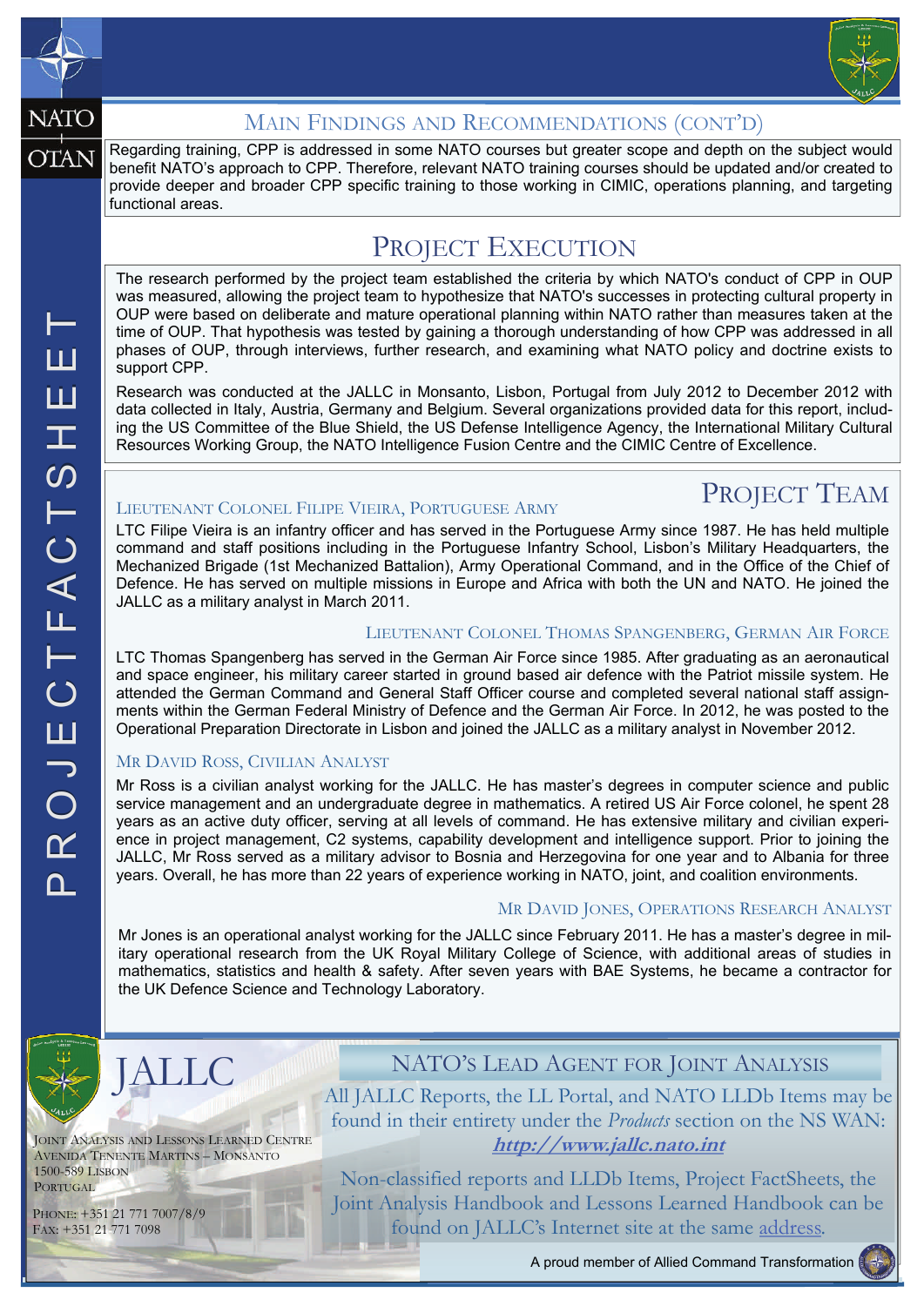## Main Findings and Recommendations (cont'd)

Regarding training, CPP is addressed in some NATO courses but greater scope and depth on the subject would benefit NATO's approach to CPP. Therefore, relevant NATO training courses should be updated and/or created to provide deeper and broader CPP specific training to those working in CIMIC, operations planning, and targeting functional areas.

## Project Execution

The research performed by the project team established the criteria by which NATO's conduct of CPP in OUP was measured, allowing the project team to hypothesize that NATO's successes in protecting cultural property in OUP were based on deliberate and mature operational planning within NATO rather than measures taken at the time of OUP. That hypothesis was tested by gaining a thorough understanding of how CPP was addressed in all phases of OUP, through interviews, further research, and examining what NATO policy and doctrine exists to support CPP.

Research was conducted at the JALLC in Monsanto, Lisbon, Portugal from July 2012 to December 2012 with data collected in Italy, Austria, Germany and Belgium. Several organizations provided data for this report, including the US Committee of the Blue Shield, the US Defense Intelligence Agency, the International Military Cultural Resources Working Group, the NATO Intelligence Fusion Centre and the CIMIC Centre of Excellence.

## Project Team

### Lieutenant Colonel Filipe Vieira, Portuguese Army

LTC Filipe Vieira is an infantry officer and has served in the Portuguese Army since 1987. He has held multiple command and staff positions including in the Portuguese Infantry School, Lisbon's Military Headquarters, the Mechanized Brigade (1st Mechanized Battalion), Army Operational Command, and in the Office of the Chief of Defence. He has served on multiple missions in Europe and Africa with both the UN and NATO. He joined the JALLC as a military analyst in March 2011.

### Lieutenant Colonel Thomas Spangenberg, German Air Force

LTC Thomas Spangenberg has served in the German Air Force since 1985. After graduating as an aeronautical and space engineer, his military career started in ground based air defence with the Patriot missile system. He attended the German Command and General Staff Officer course and completed several national staff assignments within the German Federal Ministry of Defence and the German Air Force. In 2012, he was posted to the Operational Preparation Directorate in Lisbon and joined the JALLC as a military analyst in November 2012.

### Mr David Ross, Civilian Analyst

Mr Ross is a civilian analyst working for the JALLC. He has master's degrees in computer science and public service management and an undergraduate degree in mathematics. A retired US Air Force colonel, he spent 28 years as an active duty officer, serving at all levels of command. He has extensive military and civilian experience in project management, C2 systems, capability development and intelligence support. Prior to joining the JALLC, Mr Ross served as a military advisor to Bosnia and Herzegovina for one year and to Albania for three years. Overall, he has more than 22 years of experience working in NATO, joint, and coalition environments.

### Mr David Jones, Operations Research Analyst

Mr Jones is an operational analyst working for the JALLC since February 2011. He has a master's degree in military operational research from the UK Royal Military College of Science, with additional areas of studies in mathematics, statistics and health & safety. After seven years with BAE Systems, he became a contractor for the UK Defence Science and Technology Laboratory.

JALLC

Joint Analysis and Lessons Learned Centre
Avenida Tenente Martins – Monsanto
1500-589 Lisbon
Portugal

Phone: +351 21 771 7007/8/9
Fax: +351 21 771 7098

## NATO's Lead Agent for Joint Analysis

All JALLC Reports, the LL Portal, and NATO LLDb Items may be found in their entirety under the *Products* section on the NS WAN: **http://www.jallc.nato.int**

Non-classified reports and LLDb Items, Project FactSheets, the Joint Analysis Handbook and Lessons Learned Handbook can be found on JALLC's Internet site at the same address.

A proud member of Allied Command Transformation